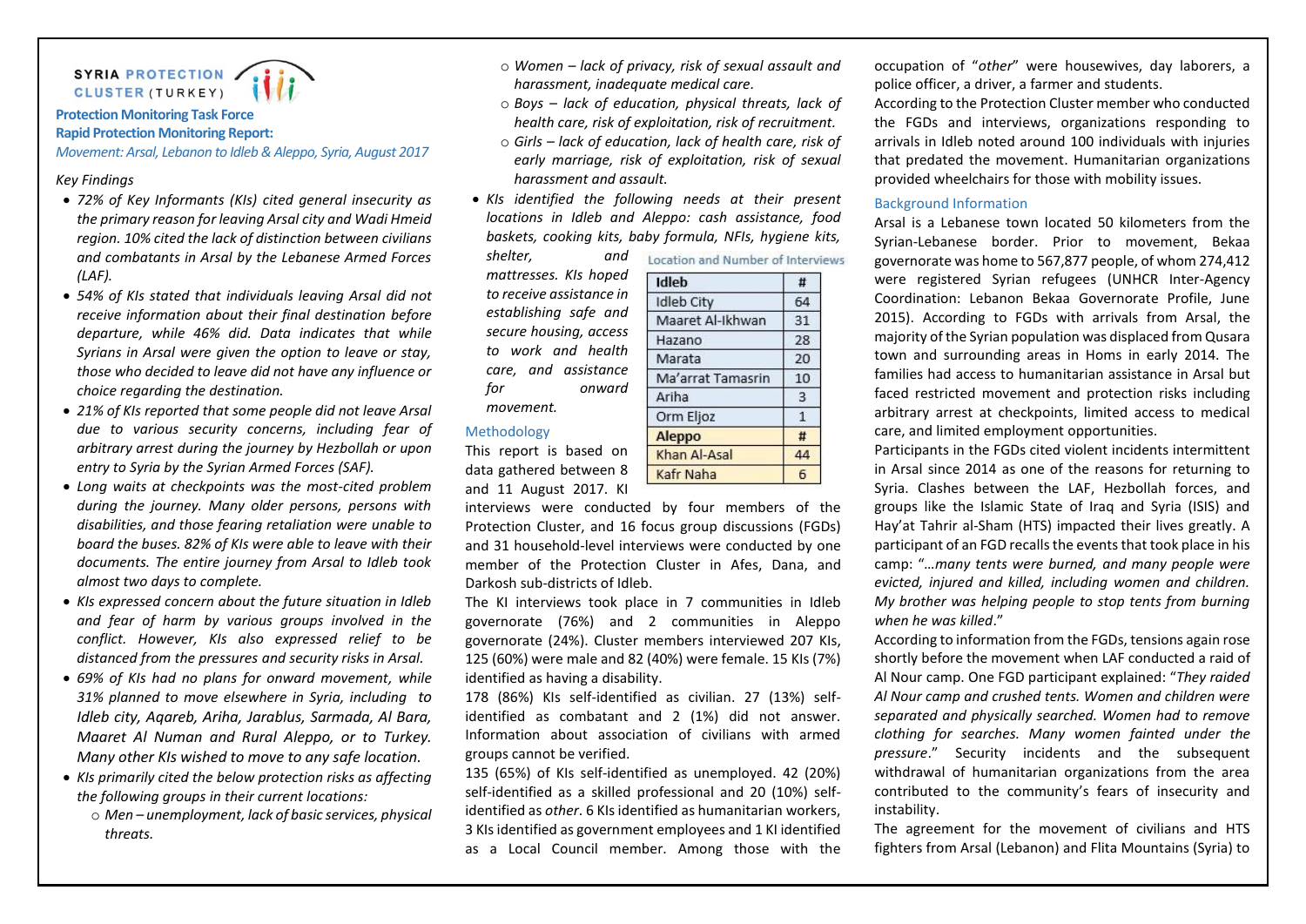SYRIA PROTECTION CLUSTER (TURKEY)

**Protection Monitoring Task Force**

**Rapid Protection Monitoring Report:**

*Movement: Arsal, Lebanon to Idleb & Aleppo, Syria, August 2017*

*Key Findings*

- *72% of Key Informants (KIs) cited general insecurity as the primary reason for leaving Arsal city and Wadi Hmeid region. 10% cited the lack of distinction between civilians and combatants in Arsal by the Lebanese Armed Forces (LAF).*
- *54% of KIs stated that individuals leaving Arsal did not receive information about their final destination before departure, while 46% did. Data indicates that while Syrians in Arsal were given the option to leave or stay, those who decided to leave did not have any influence or choice regarding the destination.*
- *21% of KIs reported that some people did not leave Arsal due to various security concerns, including fear of arbitrary arrest during the journey by Hezbollah or upon entry to Syria by the Syrian Armed Forces (SAF).*
- *Long waits at checkpoints was the most-cited problem during the journey. Many older persons, persons with disabilities, and those fearing retaliation were unable to board the buses. 82% of KIs were able to leave with their documents. The entire journey from Arsal to Idleb took almost two days to complete.*
- *KIs expressed concern about the future situation in Idleb and fear of harm by various groups involved in the conflict. However, KIs also expressed relief to be distanced from the pressures and security risks in Arsal.*
- *69% of KIs had no plans for onward movement, while 31% planned to move elsewhere in Syria, including to Idleb city, Aqareb, Ariha, Jarablus, Sarmada, Al Bara, Maaret Al Numan and Rural Aleppo, or to Turkey. Many other KIs wished to move to any safe location.*
- *KIs primarily cited the below protection risks as affecting the following groups in their current locations:*
  - *Men – unemployment, lack of basic services, physical threats.*
  - *Women – lack of privacy, risk of sexual assault and harassment, inadequate medical care.*
  - *Boys – lack of education, physical threats, lack of health care, risk of exploitation, risk of recruitment.*
  - *Girls – lack of education, lack of health care, risk of early marriage, risk of exploitation, risk of sexual harassment and assault.*
- *KIs identified the following needs at their present locations in Idleb and Aleppo: cash assistance, food baskets, cooking kits, baby formula, NFIs, hygiene kits, shelter, and mattresses. KIs hoped to receive assistance in establishing safe and secure housing, access to work and health care, and assistance for onward movement.*

Location and Number of Interviews

| Idleb | # |
|---|---|
| Idleb City | 64 |
| Maaret Al-Ikhwan | 31 |
| Hazano | 28 |
| Marata | 20 |
| Ma'arrat Tamasrin | 10 |
| Ariha | 3 |
| Orm Eljoz | 1 |
| **Aleppo** | **#** |
| Khan Al-Asal | 44 |
| Kafr Naha | 6 |

## Methodology

This report is based on data gathered between 8 and 11 August 2017. KI interviews were conducted by four members of the Protection Cluster, and 16 focus group discussions (FGDs) and 31 household-level interviews were conducted by one member of the Protection Cluster in Afes, Dana, and Darkosh sub-districts of Idleb.

The KI interviews took place in 7 communities in Idleb governorate (76%) and 2 communities in Aleppo governorate (24%). Cluster members interviewed 207 KIs, 125 (60%) were male and 82 (40%) were female. 15 KIs (7%) identified as having a disability.

178 (86%) KIs self-identified as civilian. 27 (13%) self-identified as combatant and 2 (1%) did not answer. Information about association of civilians with armed groups cannot be verified.

135 (65%) of KIs self-identified as unemployed. 42 (20%) self-identified as a skilled professional and 20 (10%) self-identified as *other*. 6 KIs identified as humanitarian workers, 3 KIs identified as government employees and 1 KI identified as a Local Council member. Among those with the occupation of "*other*" were housewives, day laborers, a police officer, a driver, a farmer and students.

According to the Protection Cluster member who conducted the FGDs and interviews, organizations responding to arrivals in Idleb noted around 100 individuals with injuries that predated the movement. Humanitarian organizations provided wheelchairs for those with mobility issues.

## Background Information

Arsal is a Lebanese town located 50 kilometers from the Syrian-Lebanese border. Prior to movement, Bekaa governorate was home to 567,877 people, of whom 274,412 were registered Syrian refugees (UNHCR Inter-Agency Coordination: Lebanon Bekaa Governorate Profile, June 2015). According to FGDs with arrivals from Arsal, the majority of the Syrian population was displaced from Qusara town and surrounding areas in Homs in early 2014. The families had access to humanitarian assistance in Arsal but faced restricted movement and protection risks including arbitrary arrest at checkpoints, limited access to medical care, and limited employment opportunities.

Participants in the FGDs cited violent incidents intermittent in Arsal since 2014 as one of the reasons for returning to Syria. Clashes between the LAF, Hezbollah forces, and groups like the Islamic State of Iraq and Syria (ISIS) and Hay'at Tahrir al-Sham (HTS) impacted their lives greatly. A participant of an FGD recalls the events that took place in his camp: "*…many tents were burned, and many people were evicted, injured and killed, including women and children. My brother was helping people to stop tents from burning when he was killed*."

According to information from the FGDs, tensions again rose shortly before the movement when LAF conducted a raid of Al Nour camp. One FGD participant explained: "*They raided Al Nour camp and crushed tents. Women and children were separated and physically searched. Women had to remove clothing for searches. Many women fainted under the pressure*." Security incidents and the subsequent withdrawal of humanitarian organizations from the area contributed to the community's fears of insecurity and instability.

The agreement for the movement of civilians and HTS fighters from Arsal (Lebanon) and Flita Mountains (Syria) to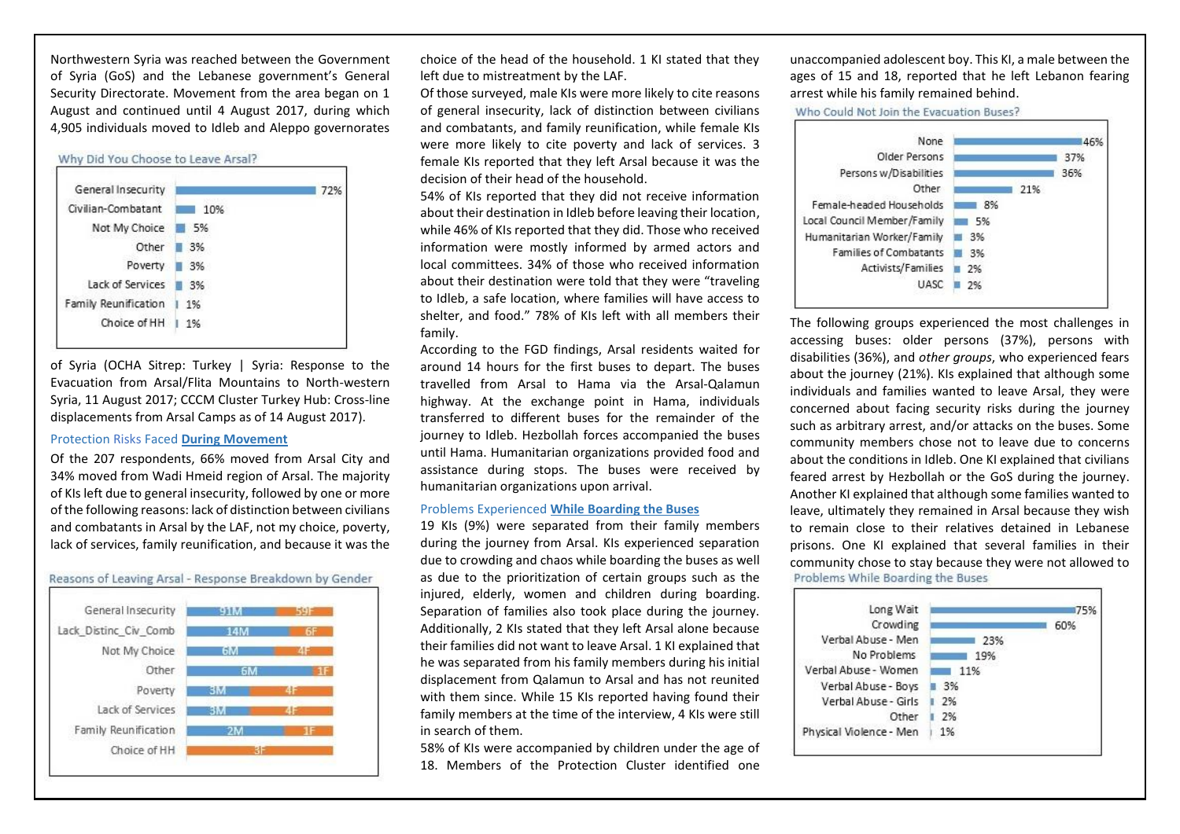Northwestern Syria was reached between the Government of Syria (GoS) and the Lebanese government's General Security Directorate. Movement from the area began on 1 August and continued until 4 August 2017, during which 4,905 individuals moved to Idleb and Aleppo governorates

**Why Did You Choose to Leave Arsal?**

| Reason | % |
|---|---|
| General Insecurity | 72% |
| Civilian-Combatant | 10% |
| Not My Choice | 5% |
| Other | 3% |
| Poverty | 3% |
| Lack of Services | 3% |
| Family Reunification | 1% |
| Choice of HH | 1% |

of Syria (OCHA Sitrep: Turkey | Syria: Response to the Evacuation from Arsal/Flita Mountains to North-western Syria, 11 August 2017; CCCM Cluster Turkey Hub: Cross-line displacements from Arsal Camps as of 14 August 2017).

### Protection Risks Faced **During Movement**

Of the 207 respondents, 66% moved from Arsal City and 34% moved from Wadi Hmeid region of Arsal. The majority of KIs left due to general insecurity, followed by one or more of the following reasons: lack of distinction between civilians and combatants in Arsal by the LAF, not my choice, poverty, lack of services, family reunification, and because it was the

**Reasons of Leaving Arsal - Response Breakdown by Gender**

| Reason | Male | Female |
|---|---|---|
| General Insecurity | 91M | 59F |
| Lack_Distinc_Civ_Comb | 14M | 6F |
| Not My Choice | 6M | 4F |
| Other | 6M | 1F |
| Poverty | 3M | 4F |
| Lack of Services | 3M | 4F |
| Family Reunification | 2M | 1F |
| Choice of HH | | 3F |

choice of the head of the household. 1 KI stated that they left due to mistreatment by the LAF.

Of those surveyed, male KIs were more likely to cite reasons of general insecurity, lack of distinction between civilians and combatants, and family reunification, while female KIs were more likely to cite poverty and lack of services. 3 female KIs reported that they left Arsal because it was the decision of their head of the household.

54% of KIs reported that they did not receive information about their destination in Idleb before leaving their location, while 46% of KIs reported that they did. Those who received information were mostly informed by armed actors and local committees. 34% of those who received information about their destination were told that they were "traveling to Idleb, a safe location, where families will have access to shelter, and food." 78% of KIs left with all members their family.

According to the FGD findings, Arsal residents waited for around 14 hours for the first buses to depart. The buses travelled from Arsal to Hama via the Arsal-Qalamun highway. At the exchange point in Hama, individuals transferred to different buses for the remainder of the journey to Idleb. Hezbollah forces accompanied the buses until Hama. Humanitarian organizations provided food and assistance during stops. The buses were received by humanitarian organizations upon arrival.

### Problems Experienced **While Boarding the Buses**

19 KIs (9%) were separated from their family members during the journey from Arsal. KIs experienced separation due to crowding and chaos while boarding the buses as well as due to the prioritization of certain groups such as the injured, elderly, women and children during boarding. Separation of families also took place during the journey. Additionally, 2 KIs stated that they left Arsal alone because their families did not want to leave Arsal. 1 KI explained that he was separated from his family members during his initial displacement from Qalamun to Arsal and has not reunited with them since. While 15 KIs reported having found their family members at the time of the interview, 4 KIs were still in search of them.

58% of KIs were accompanied by children under the age of 18. Members of the Protection Cluster identified one unaccompanied adolescent boy. This KI, a male between the ages of 15 and 18, reported that he left Lebanon fearing arrest while his family remained behind.

**Who Could Not Join the Evacuation Buses?**

| Group | % |
|---|---|
| None | 46% |
| Older Persons | 37% |
| Persons w/Disabilities | 36% |
| Other | 21% |
| Female-headed Households | 8% |
| Local Council Member/Family | 5% |
| Humanitarian Worker/Family | 3% |
| Families of Combatants | 3% |
| Activists/Families | 2% |
| UASC | 2% |

The following groups experienced the most challenges in accessing buses: older persons (37%), persons with disabilities (36%), and *other groups*, who experienced fears about the journey (21%). KIs explained that although some individuals and families wanted to leave Arsal, they were concerned about facing security risks during the journey such as arbitrary arrest, and/or attacks on the buses. Some community members chose not to leave due to concerns about the conditions in Idleb. One KI explained that civilians feared arrest by Hezbollah or the GoS during the journey. Another KI explained that although some families wanted to leave, ultimately they remained in Arsal because they wish to remain close to their relatives detained in Lebanese prisons. One KI explained that several families in their community chose to stay because they were not allowed to

**Problems While Boarding the Buses**

| Problem | % |
|---|---|
| Long Wait | 75% |
| Crowding | 60% |
| Verbal Abuse - Men | 23% |
| No Problems | 19% |
| Verbal Abuse - Women | 11% |
| Verbal Abuse - Boys | 3% |
| Verbal Abuse - Girls | 2% |
| Other | 2% |
| Physical Violence - Men | 1% |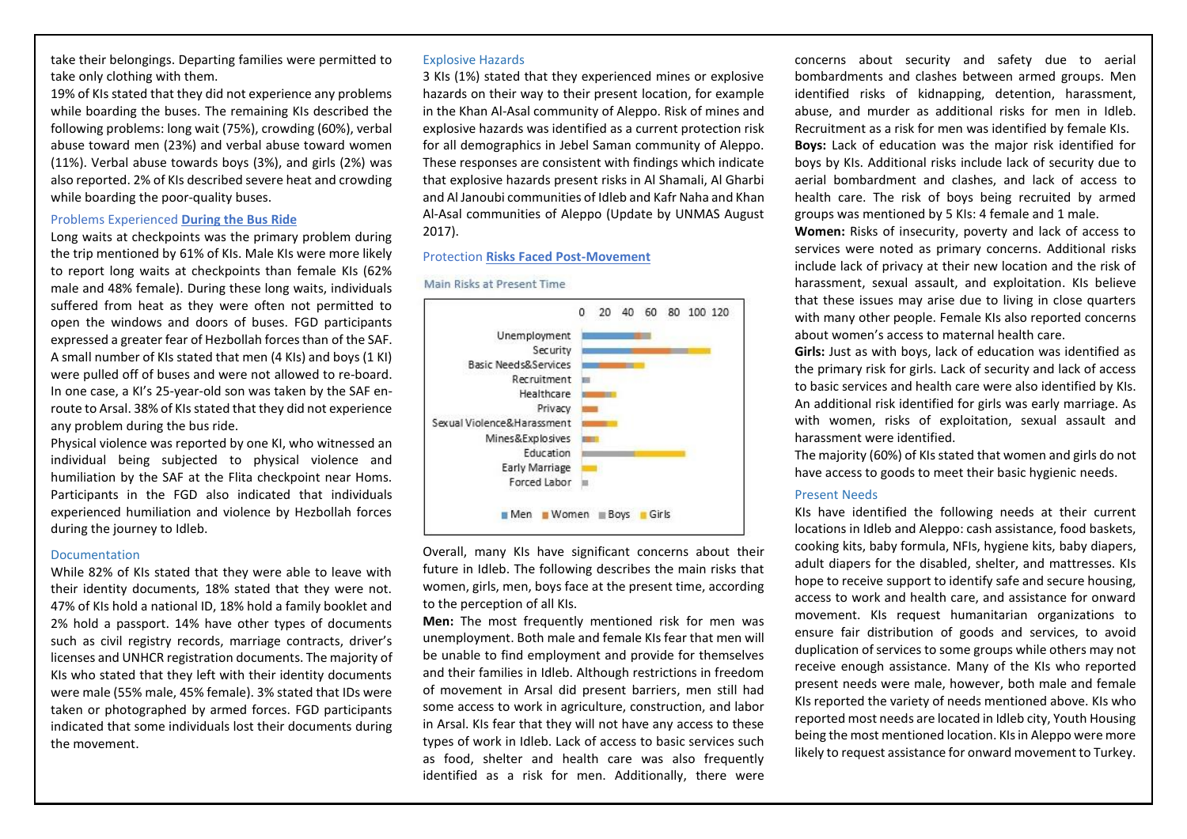take their belongings. Departing families were permitted to take only clothing with them.

19% of KIs stated that they did not experience any problems while boarding the buses. The remaining KIs described the following problems: long wait (75%), crowding (60%), verbal abuse toward men (23%) and verbal abuse toward women (11%). Verbal abuse towards boys (3%), and girls (2%) was also reported. 2% of KIs described severe heat and crowding while boarding the poor-quality buses.

### Problems Experienced **During the Bus Ride**

Long waits at checkpoints was the primary problem during the trip mentioned by 61% of KIs. Male KIs were more likely to report long waits at checkpoints than female KIs (62% male and 48% female). During these long waits, individuals suffered from heat as they were often not permitted to open the windows and doors of buses. FGD participants expressed a greater fear of Hezbollah forces than of the SAF. A small number of KIs stated that men (4 KIs) and boys (1 KI) were pulled off of buses and were not allowed to re-board. In one case, a KI's 25-year-old son was taken by the SAF en-route to Arsal. 38% of KIs stated that they did not experience any problem during the bus ride.

Physical violence was reported by one KI, who witnessed an individual being subjected to physical violence and humiliation by the SAF at the Flita checkpoint near Homs. Participants in the FGD also indicated that individuals experienced humiliation and violence by Hezbollah forces during the journey to Idleb.

### Documentation

While 82% of KIs stated that they were able to leave with their identity documents, 18% stated that they were not. 47% of KIs hold a national ID, 18% hold a family booklet and 2% hold a passport. 14% have other types of documents such as civil registry records, marriage contracts, driver's licenses and UNHCR registration documents. The majority of KIs who stated that they left with their identity documents were male (55% male, 45% female). 3% stated that IDs were taken or photographed by armed forces. FGD participants indicated that some individuals lost their documents during the movement.

### Explosive Hazards

3 KIs (1%) stated that they experienced mines or explosive hazards on their way to their present location, for example in the Khan Al-Asal community of Aleppo. Risk of mines and explosive hazards was identified as a current protection risk for all demographics in Jebel Saman community of Aleppo. These responses are consistent with findings which indicate that explosive hazards present risks in Al Shamali, Al Gharbi and Al Janoubi communities of Idleb and Kafr Naha and Khan Al-Asal communities of Aleppo (Update by UNMAS August 2017).

### Protection **Risks Faced Post-Movement**

Main Risks at Present Time

Categories: Unemployment, Security, Basic Needs&Services, Recruitment, Healthcare, Privacy, Sexual Violence&Harassment, Mines&Explosives, Education, Early Marriage, Forced Labor (scale 0–120; series: Men, Women, Boys, Girls)

Overall, many KIs have significant concerns about their future in Idleb. The following describes the main risks that women, girls, men, boys face at the present time, according to the perception of all KIs.

**Men:** The most frequently mentioned risk for men was unemployment. Both male and female KIs fear that men will be unable to find employment and provide for themselves and their families in Idleb. Although restrictions in freedom of movement in Arsal did present barriers, men still had some access to work in agriculture, construction, and labor in Arsal. KIs fear that they will not have any access to these types of work in Idleb. Lack of access to basic services such as food, shelter and health care was also frequently identified as a risk for men. Additionally, there were concerns about security and safety due to aerial bombardments and clashes between armed groups. Men identified risks of kidnapping, detention, harassment, abuse, and murder as additional risks for men in Idleb. Recruitment as a risk for men was identified by female KIs.

**Boys:** Lack of education was the major risk identified for boys by KIs. Additional risks include lack of security due to aerial bombardment and clashes, and lack of access to health care. The risk of boys being recruited by armed groups was mentioned by 5 KIs: 4 female and 1 male.

**Women:** Risks of insecurity, poverty and lack of access to services were noted as primary concerns. Additional risks include lack of privacy at their new location and the risk of harassment, sexual assault, and exploitation. KIs believe that these issues may arise due to living in close quarters with many other people. Female KIs also reported concerns about women's access to maternal health care.

**Girls:** Just as with boys, lack of education was identified as the primary risk for girls. Lack of security and lack of access to basic services and health care were also identified by KIs. An additional risk identified for girls was early marriage. As with women, risks of exploitation, sexual assault and harassment were identified.

The majority (60%) of KIs stated that women and girls do not have access to goods to meet their basic hygienic needs.

### Present Needs

KIs have identified the following needs at their current locations in Idleb and Aleppo: cash assistance, food baskets, cooking kits, baby formula, NFIs, hygiene kits, baby diapers, adult diapers for the disabled, shelter, and mattresses. KIs hope to receive support to identify safe and secure housing, access to work and health care, and assistance for onward movement. KIs request humanitarian organizations to ensure fair distribution of goods and services, to avoid duplication of services to some groups while others may not receive enough assistance. Many of the KIs who reported present needs were male, however, both male and female KIs reported the variety of needs mentioned above. KIs who reported most needs are located in Idleb city, Youth Housing being the most mentioned location. KIs in Aleppo were more likely to request assistance for onward movement to Turkey.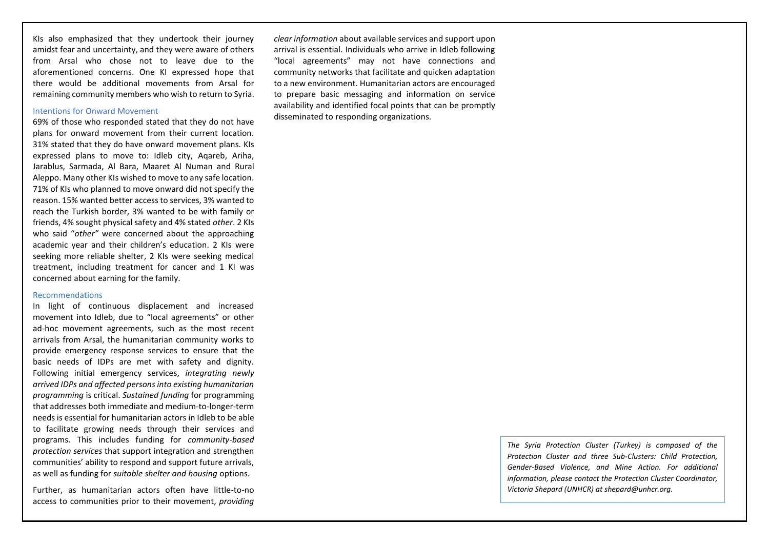KIs also emphasized that they undertook their journey amidst fear and uncertainty, and they were aware of others from Arsal who chose not to leave due to the aforementioned concerns. One KI expressed hope that there would be additional movements from Arsal for remaining community members who wish to return to Syria.

### Intentions for Onward Movement

69% of those who responded stated that they do not have plans for onward movement from their current location. 31% stated that they do have onward movement plans. KIs expressed plans to move to: Idleb city, Aqareb, Ariha, Jarablus, Sarmada, Al Bara, Maaret Al Numan and Rural Aleppo. Many other KIs wished to move to any safe location. 71% of KIs who planned to move onward did not specify the reason. 15% wanted better access to services, 3% wanted to reach the Turkish border, 3% wanted to be with family or friends, 4% sought physical safety and 4% stated *other*. 2 KIs who said "*other"* were concerned about the approaching academic year and their children's education. 2 KIs were seeking more reliable shelter, 2 KIs were seeking medical treatment, including treatment for cancer and 1 KI was concerned about earning for the family.

### Recommendations

In light of continuous displacement and increased movement into Idleb, due to "local agreements" or other ad-hoc movement agreements, such as the most recent arrivals from Arsal, the humanitarian community works to provide emergency response services to ensure that the basic needs of IDPs are met with safety and dignity. Following initial emergency services, *integrating newly arrived IDPs and affected persons into existing humanitarian programming* is critical. *Sustained funding* for programming that addresses both immediate and medium-to-longer-term needs is essential for humanitarian actors in Idleb to be able to facilitate growing needs through their services and programs. This includes funding for *community-based protection services* that support integration and strengthen communities' ability to respond and support future arrivals, as well as funding for *suitable shelter and housing* options.

Further, as humanitarian actors often have little-to-no access to communities prior to their movement, *providing clear information* about available services and support upon arrival is essential. Individuals who arrive in Idleb following "local agreements" may not have connections and community networks that facilitate and quicken adaptation to a new environment. Humanitarian actors are encouraged to prepare basic messaging and information on service availability and identified focal points that can be promptly disseminated to responding organizations.

*The Syria Protection Cluster (Turkey) is composed of the Protection Cluster and three Sub-Clusters: Child Protection, Gender-Based Violence, and Mine Action. For additional information, please contact the Protection Cluster Coordinator, Victoria Shepard (UNHCR) at shepard@unhcr.org.*